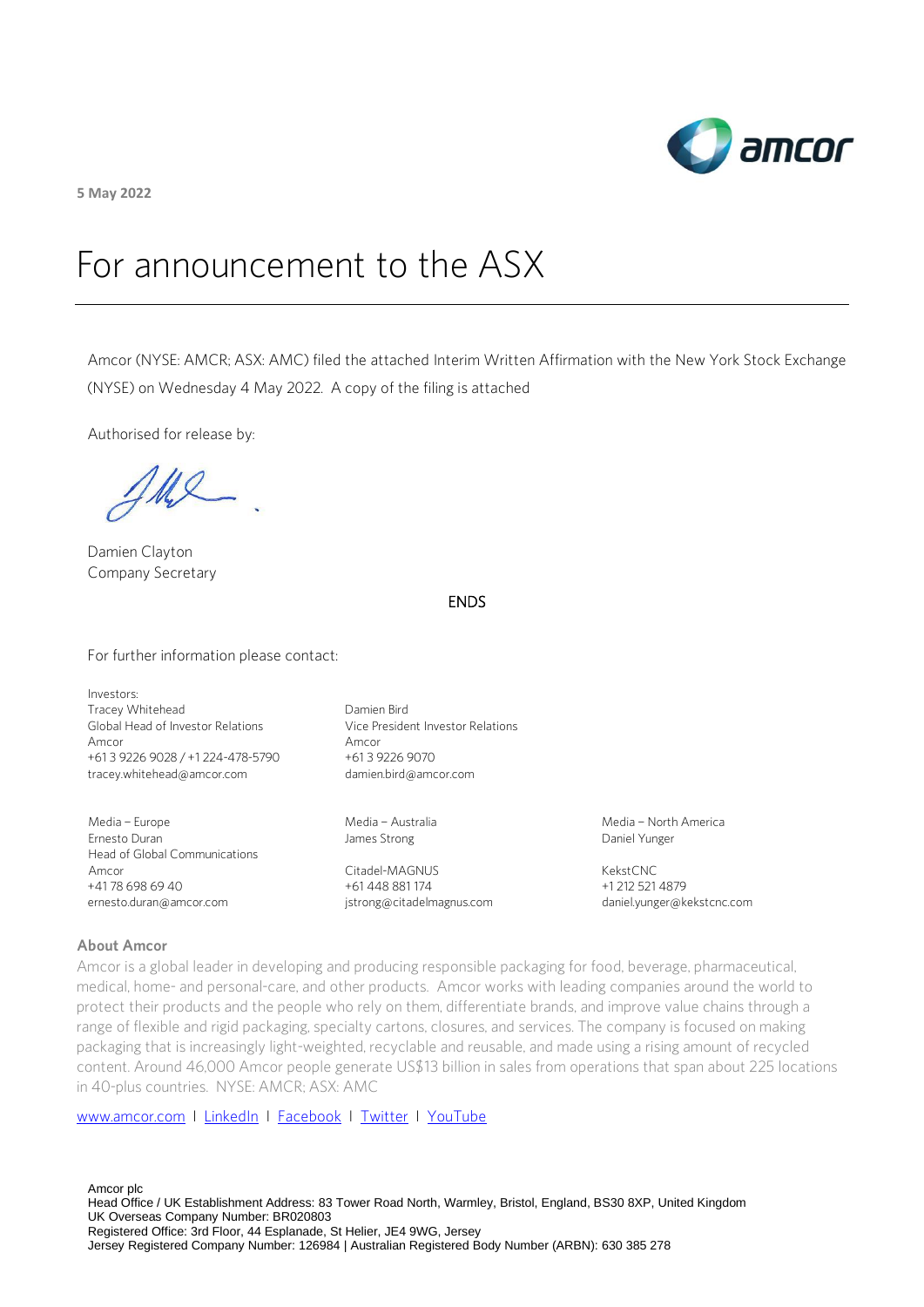5 May 2022

# For announcement to the ASX

Amcor (NYSE: AMCR; ASX: AMC) filed the attached Interim Written Affirmation with the New York Stock Exchange (NYSE) on Wednesday 4 May 2022. A copy of the filing is attached

Authorised for release by:

Damien Clayton
Company Secretary

ENDS

For further information please contact:

Investors:
Tracey Whitehead
Global Head of Investor Relations
Amcor
+61 3 9226 9028 / +1 224-478-5790
tracey.whitehead@amcor.com

Damien Bird
Vice President Investor Relations
Amcor
+61 3 9226 9070
damien.bird@amcor.com

Media – Europe
Ernesto Duran
Head of Global Communications
Amcor
+41 78 698 69 40
ernesto.duran@amcor.com

Media – Australia
James Strong

Citadel-MAGNUS
+61 448 881 174
jstrong@citadelmagnus.com

Media – North America
Daniel Yunger

KekstCNC
+1 212 521 4879
daniel.yunger@kekstcnc.com

**About Amcor**

Amcor is a global leader in developing and producing responsible packaging for food, beverage, pharmaceutical, medical, home- and personal-care, and other products. Amcor works with leading companies around the world to protect their products and the people who rely on them, differentiate brands, and improve value chains through a range of flexible and rigid packaging, specialty cartons, closures, and services. The company is focused on making packaging that is increasingly light-weighted, recyclable and reusable, and made using a rising amount of recycled content. Around 46,000 Amcor people generate US$13 billion in sales from operations that span about 225 locations in 40-plus countries. NYSE: AMCR; ASX: AMC

www.amcor.com | LinkedIn | Facebook | Twitter | YouTube

Amcor plc
Head Office / UK Establishment Address: 83 Tower Road North, Warmley, Bristol, England, BS30 8XP, United Kingdom
UK Overseas Company Number: BR020803
Registered Office: 3rd Floor, 44 Esplanade, St Helier, JE4 9WG, Jersey
Jersey Registered Company Number: 126984 | Australian Registered Body Number (ARBN): 630 385 278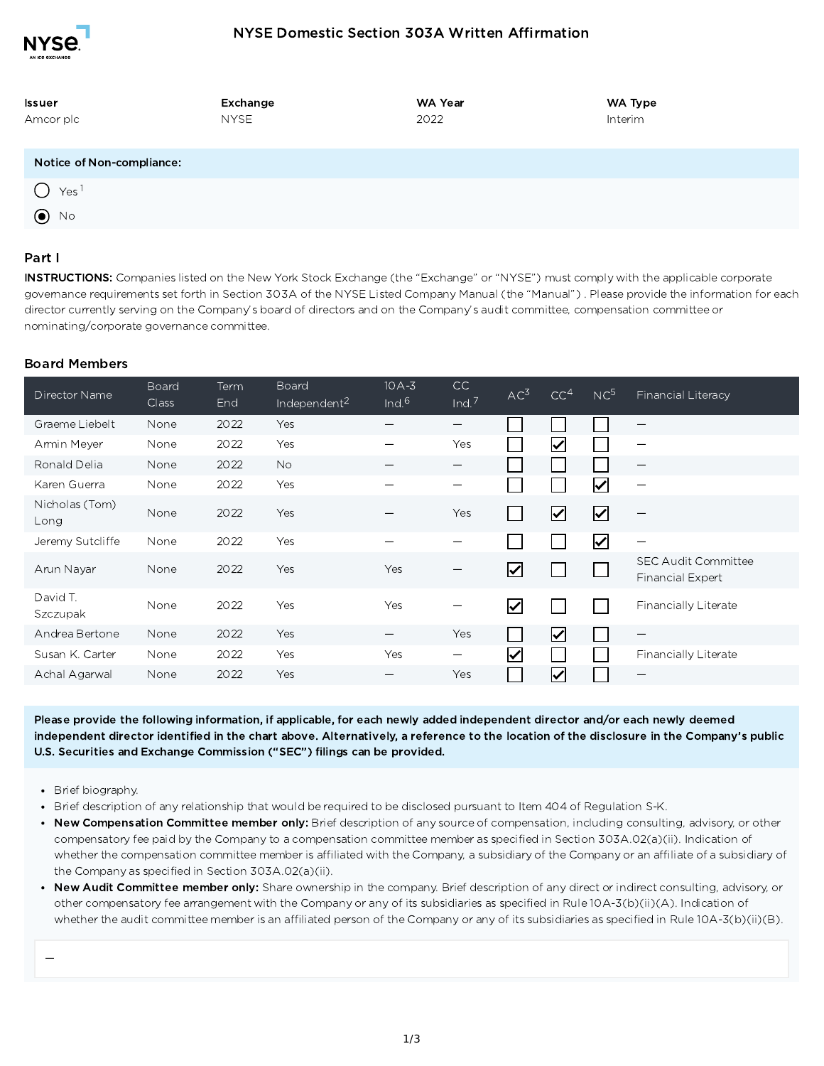# NYSE Domestic Section 303A Written Affirmation

| Issuer | Exchange | WA Year | WA Type |
| --- | --- | --- | --- |
| Amcor plc | NYSE | 2022 | Interim |

**Notice of Non-compliance:**

- ○ Yes[1]
- ◉ No

## Part I

**INSTRUCTIONS:** Companies listed on the New York Stock Exchange (the "Exchange" or "NYSE") must comply with the applicable corporate governance requirements set forth in Section 303A of the NYSE Listed Company Manual (the "Manual") . Please provide the information for each director currently serving on the Company's board of directors and on the Company's audit committee, compensation committee or nominating/corporate governance committee.

### Board Members

| Director Name | Board Class | Term End | Board Independent[2] | 10A-3 Ind.[6] | CC Ind.[7] | AC[3] | CC[4] | NC[5] | Financial Literacy |
| --- | --- | --- | --- | --- | --- | --- | --- | --- | --- |
| Graeme Liebelt | None | 2022 | Yes | — | — | ☐ | ☐ | ☐ | — |
| Armin Meyer | None | 2022 | Yes | — | Yes | ☐ | ☑ | ☐ | — |
| Ronald Delia | None | 2022 | No | — | — | ☐ | ☐ | ☐ | — |
| Karen Guerra | None | 2022 | Yes | — | — | ☐ | ☐ | ☑ | — |
| Nicholas (Tom) Long | None | 2022 | Yes | — | Yes | ☐ | ☑ | ☑ | — |
| Jeremy Sutcliffe | None | 2022 | Yes | — | — | ☐ | ☐ | ☑ | — |
| Arun Nayar | None | 2022 | Yes | Yes | — | ☑ | ☐ | ☐ | SEC Audit Committee Financial Expert |
| David T. Szczupak | None | 2022 | Yes | Yes | — | ☑ | ☐ | ☐ | Financially Literate |
| Andrea Bertone | None | 2022 | Yes | — | Yes | ☐ | ☑ | ☐ | — |
| Susan K. Carter | None | 2022 | Yes | Yes | — | ☑ | ☐ | ☐ | Financially Literate |
| Achal Agarwal | None | 2022 | Yes | — | Yes | ☐ | ☑ | ☐ | — |

**Please provide the following information, if applicable, for each newly added independent director and/or each newly deemed independent director identified in the chart above. Alternatively, a reference to the location of the disclosure in the Company's public U.S. Securities and Exchange Commission ("SEC") filings can be provided.**

- Brief biography.
- Brief description of any relationship that would be required to be disclosed pursuant to Item 404 of Regulation S-K.
- **New Compensation Committee member only:** Brief description of any source of compensation, including consulting, advisory, or other compensatory fee paid by the Company to a compensation committee member as specified in Section 303A.02(a)(ii). Indication of whether the compensation committee member is affiliated with the Company, a subsidiary of the Company or an affiliate of a subsidiary of the Company as specified in Section 303A.02(a)(ii).
- **New Audit Committee member only:** Share ownership in the company. Brief description of any direct or indirect consulting, advisory, or other compensatory fee arrangement with the Company or any of its subsidiaries as specified in Rule 10A-3(b)(ii)(A). Indication of whether the audit committee member is an affiliated person of the Company or any of its subsidiaries as specified in Rule 10A-3(b)(ii)(B).

—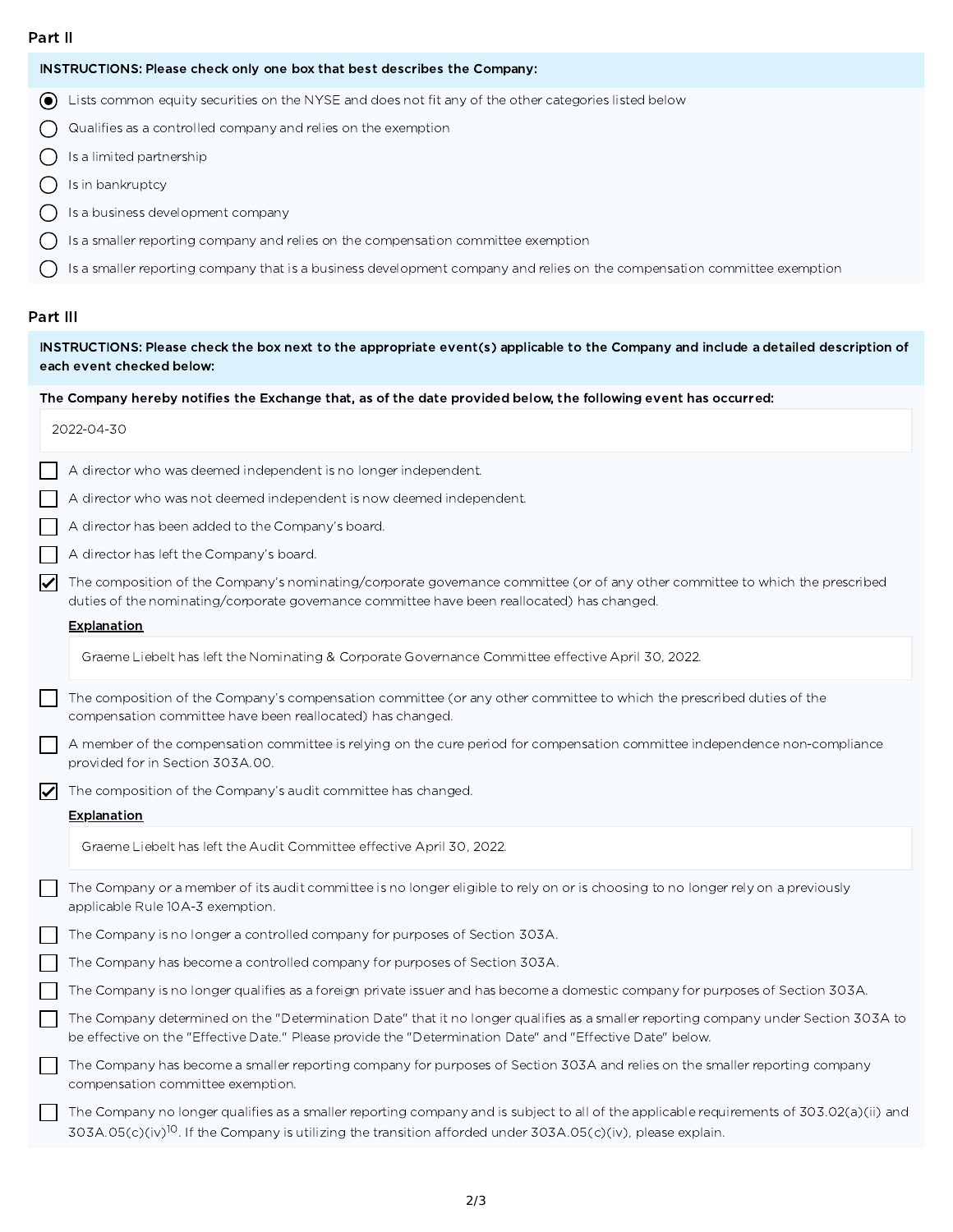## Part II

**INSTRUCTIONS: Please check only one box that best describes the Company:**

- (●) Lists common equity securities on the NYSE and does not fit any of the other categories listed below
- ( ) Qualifies as a controlled company and relies on the exemption
- ( ) Is a limited partnership
- ( ) Is in bankruptcy
- ( ) Is a business development company
- ( ) Is a smaller reporting company and relies on the compensation committee exemption
- ( ) Is a smaller reporting company that is a business development company and relies on the compensation committee exemption

## Part III

**INSTRUCTIONS: Please check the box next to the appropriate event(s) applicable to the Company and include a detailed description of each event checked below:**

**The Company hereby notifies the Exchange that, as of the date provided below, the following event has occurred:**

2022-04-30

- [ ] A director who was deemed independent is no longer independent.
- [ ] A director who was not deemed independent is now deemed independent.
- [ ] A director has been added to the Company's board.
- [ ] A director has left the Company's board.
- [x] The composition of the Company's nominating/corporate governance committee (or of any other committee to which the prescribed duties of the nominating/corporate governance committee have been reallocated) has changed.

  **Explanation**

  Graeme Liebelt has left the Nominating & Corporate Governance Committee effective April 30, 2022.

- [ ] The composition of the Company's compensation committee (or any other committee to which the prescribed duties of the compensation committee have been reallocated) has changed.
- [ ] A member of the compensation committee is relying on the cure period for compensation committee independence non-compliance provided for in Section 303A.00.
- [x] The composition of the Company's audit committee has changed.

  **Explanation**

  Graeme Liebelt has left the Audit Committee effective April 30, 2022.

- [ ] The Company or a member of its audit committee is no longer eligible to rely on or is choosing to no longer rely on a previously applicable Rule 10A-3 exemption.
- [ ] The Company is no longer a controlled company for purposes of Section 303A.
- [ ] The Company has become a controlled company for purposes of Section 303A.
- [ ] The Company is no longer qualifies as a foreign private issuer and has become a domestic company for purposes of Section 303A.
- [ ] The Company determined on the "Determination Date" that it no longer qualifies as a smaller reporting company under Section 303A to be effective on the "Effective Date." Please provide the "Determination Date" and "Effective Date" below.
- [ ] The Company has become a smaller reporting company for purposes of Section 303A and relies on the smaller reporting company compensation committee exemption.
- [ ] The Company no longer qualifies as a smaller reporting company and is subject to all of the applicable requirements of 303.02(a)(ii) and 303A.05(c)(iv)[10]. If the Company is utilizing the transition afforded under 303A.05(c)(iv), please explain.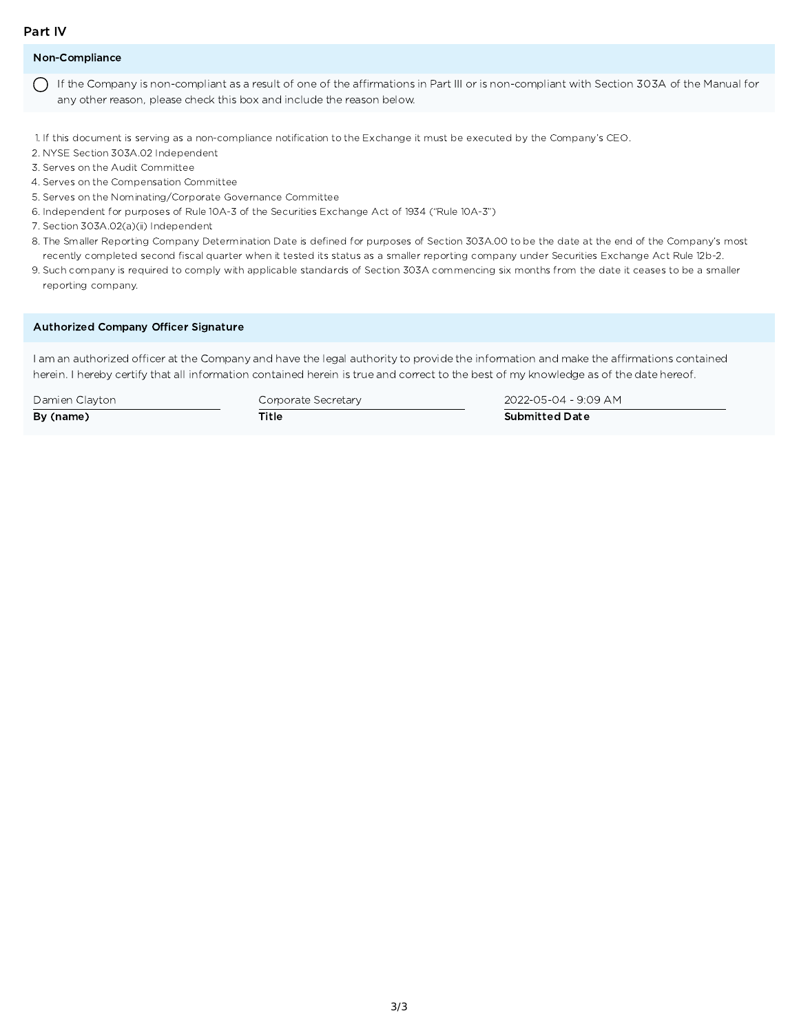## Part IV

### Non-Compliance

◯ If the Company is non-compliant as a result of one of the affirmations in Part III or is non-compliant with Section 303A of the Manual for any other reason, please check this box and include the reason below.

1. If this document is serving as a non-compliance notification to the Exchange it must be executed by the Company's CEO.
2. NYSE Section 303A.02 Independent
3. Serves on the Audit Committee
4. Serves on the Compensation Committee
5. Serves on the Nominating/Corporate Governance Committee
6. Independent for purposes of Rule 10A-3 of the Securities Exchange Act of 1934 ("Rule 10A-3")
7. Section 303A.02(a)(ii) Independent
8. The Smaller Reporting Company Determination Date is defined for purposes of Section 303A.00 to be the date at the end of the Company's most recently completed second fiscal quarter when it tested its status as a smaller reporting company under Securities Exchange Act Rule 12b-2.
9. Such company is required to comply with applicable standards of Section 303A commencing six months from the date it ceases to be a smaller reporting company.

### Authorized Company Officer Signature

I am an authorized officer at the Company and have the legal authority to provide the information and make the affirmations contained herein. I hereby certify that all information contained herein is true and correct to the best of my knowledge as of the date hereof.

| By (name) | Title | Submitted Date |
|---|---|---|
| Damien Clayton | Corporate Secretary | 2022-05-04 - 9:09 AM |